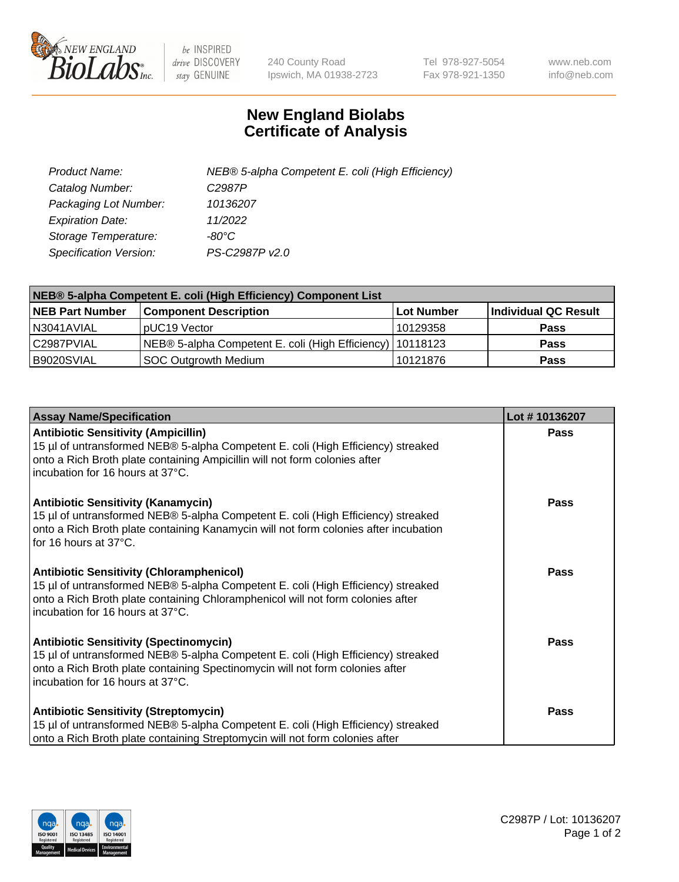# New England Biolabs Certificate of Analysis

| | |
|---|---|
| *Product Name:* | *NEB® 5-alpha Competent E. coli (High Efficiency)* |
| *Catalog Number:* | *C2987P* |
| *Packaging Lot Number:* | *10136207* |
| *Expiration Date:* | *11/2022* |
| *Storage Temperature:* | *-80°C* |
| *Specification Version:* | *PS-C2987P v2.0* |

| NEB® 5-alpha Competent E. coli (High Efficiency) Component List | | | |
|---|---|---|---|
| **NEB Part Number** | **Component Description** | **Lot Number** | **Individual QC Result** |
| N3041AVIAL | pUC19 Vector | 10129358 | **Pass** |
| C2987PVIAL | NEB® 5-alpha Competent E. coli (High Efficiency) | 10118123 | **Pass** |
| B9020SVIAL | SOC Outgrowth Medium | 10121876 | **Pass** |

| Assay Name/Specification | Lot # 10136207 |
|---|---|
| **Antibiotic Sensitivity (Ampicillin)**<br>15 µl of untransformed NEB® 5-alpha Competent E. coli (High Efficiency) streaked onto a Rich Broth plate containing Ampicillin will not form colonies after incubation for 16 hours at 37°C. | **Pass** |
| **Antibiotic Sensitivity (Kanamycin)**<br>15 µl of untransformed NEB® 5-alpha Competent E. coli (High Efficiency) streaked onto a Rich Broth plate containing Kanamycin will not form colonies after incubation for 16 hours at 37°C. | **Pass** |
| **Antibiotic Sensitivity (Chloramphenicol)**<br>15 µl of untransformed NEB® 5-alpha Competent E. coli (High Efficiency) streaked onto a Rich Broth plate containing Chloramphenicol will not form colonies after incubation for 16 hours at 37°C. | **Pass** |
| **Antibiotic Sensitivity (Spectinomycin)**<br>15 µl of untransformed NEB® 5-alpha Competent E. coli (High Efficiency) streaked onto a Rich Broth plate containing Spectinomycin will not form colonies after incubation for 16 hours at 37°C. | **Pass** |
| **Antibiotic Sensitivity (Streptomycin)**<br>15 µl of untransformed NEB® 5-alpha Competent E. coli (High Efficiency) streaked onto a Rich Broth plate containing Streptomycin will not form colonies after | **Pass** |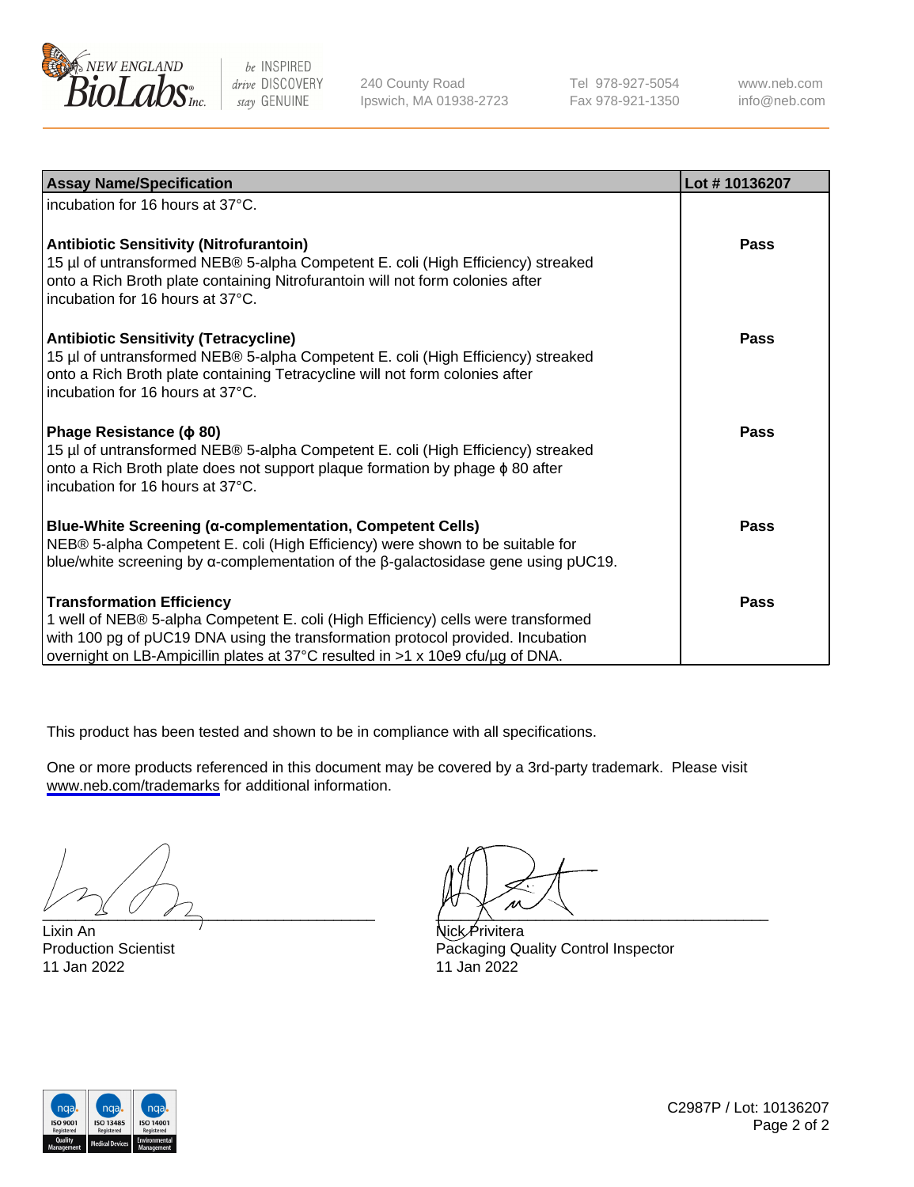| Assay Name/Specification | Lot # 10136207 |
|---|---|
| incubation for 16 hours at 37°C. | |
| **Antibiotic Sensitivity (Nitrofurantoin)**<br>15 µl of untransformed NEB® 5-alpha Competent E. coli (High Efficiency) streaked onto a Rich Broth plate containing Nitrofurantoin will not form colonies after incubation for 16 hours at 37°C. | **Pass** |
| **Antibiotic Sensitivity (Tetracycline)**<br>15 µl of untransformed NEB® 5-alpha Competent E. coli (High Efficiency) streaked onto a Rich Broth plate containing Tetracycline will not form colonies after incubation for 16 hours at 37°C. | **Pass** |
| **Phage Resistance (ϕ 80)**<br>15 µl of untransformed NEB® 5-alpha Competent E. coli (High Efficiency) streaked onto a Rich Broth plate does not support plaque formation by phage ϕ 80 after incubation for 16 hours at 37°C. | **Pass** |
| **Blue-White Screening (α-complementation, Competent Cells)**<br>NEB® 5-alpha Competent E. coli (High Efficiency) were shown to be suitable for blue/white screening by α-complementation of the β-galactosidase gene using pUC19. | **Pass** |
| **Transformation Efficiency**<br>1 well of NEB® 5-alpha Competent E. coli (High Efficiency) cells were transformed with 100 pg of pUC19 DNA using the transformation protocol provided. Incubation overnight on LB-Ampicillin plates at 37°C resulted in >1 x 10e9 cfu/µg of DNA. | **Pass** |

This product has been tested and shown to be in compliance with all specifications.

One or more products referenced in this document may be covered by a 3rd-party trademark. Please visit www.neb.com/trademarks for additional information.

Lixin An
Production Scientist
11 Jan 2022

Nick Privitera
Packaging Quality Control Inspector
11 Jan 2022

C2987P / Lot: 10136207